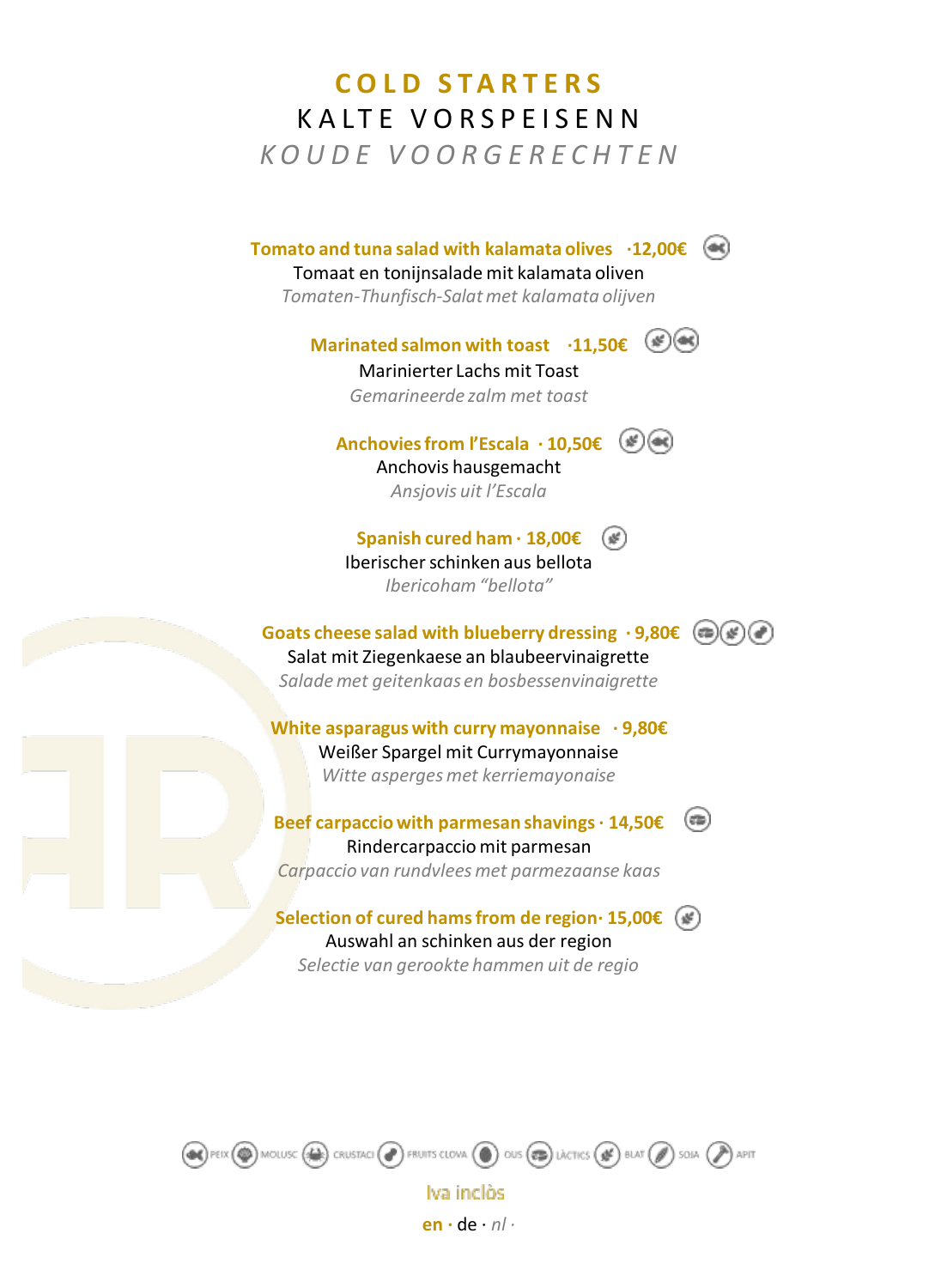# COLD STARTERS
## KALTE VORSPEISENN
## *KOUDE VOORGERECHTEN*

**Tomato and tuna salad with kalamata olives ·12,00€**
Tomaat en tonijnsalade mit kalamata oliven
*Tomaten-Thunfisch-Salat met kalamata olijven*

**Marinated salmon with toast ·11,50€**
Marinierter Lachs mit Toast
*Gemarineerde zalm met toast*

**Anchovies from l'Escala · 10,50€**
Anchovis hausgemacht
*Ansjovis uit l'Escala*

**Spanish cured ham · 18,00€**
Iberischer schinken aus bellota
*Ibericoham "bellota"*

**Goats cheese salad with blueberry dressing · 9,80€**
Salat mit Ziegenkaese an blaubeervinaigrette
*Salade met geitenkaas en bosbessenvinaigrette*

**White asparagus with curry mayonnaise · 9,80€**
Weißer Spargel mit Currymayonnaise
*Witte asperges met kerriemayonaise*

**Beef carpaccio with parmesan shavings · 14,50€**
Rindercarpaccio mit parmesan
*Carpaccio van rundvlees met parmezaanse kaas*

**Selection of cured hams from de region· 15,00€**
Auswahl an schinken aus der region
*Selectie van gerookte hammen uit de regio*

PEIX · MOLUSC · CRUSTACI · FRUITS CLOVA · OUS · LÀCTICS · BLAT · SOIA · APIT

Iva inclòs

**en** · de · *nl* ·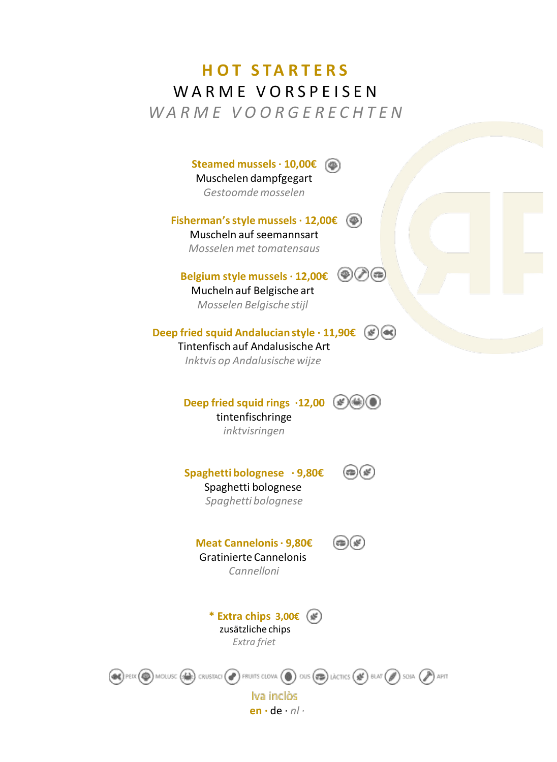# HOT STARTERS

## WARME VORSPEISEN

## *WARME VOORGERECHTEN*

**Steamed mussels · 10,00€**
Muschelen dampfgegart
*Gestoomde mosselen*

**Fisherman's style mussels · 12,00€**
Muscheln auf seemannsart
*Mosselen met tomatensaus*

**Belgium style mussels · 12,00€**
Mucheln auf Belgische art
*Mosselen Belgische stijl*

**Deep fried squid Andalucian style · 11,90€**
Tintenfisch auf Andalusische Art
*Inktvis op Andalusische wijze*

**Deep fried squid rings ·12,00**
tintenfischringe
*inktvisringen*

**Spaghetti bolognese · 9,80€**
Spaghetti bolognese
*Spaghetti bolognese*

**Meat Cannelonis · 9,80€**
Gratinierte Cannelonis
*Cannelloni*

**\* Extra chips 3,00€**
zusätzliche chips
*Extra friet*

PEIX · MOLUSC · CRUSTACI · FRUITS CLOVA · OUS · LÀCTICS · BLAT · SOIA · APIT

Iva inclòs

**en** · de · *nl* ·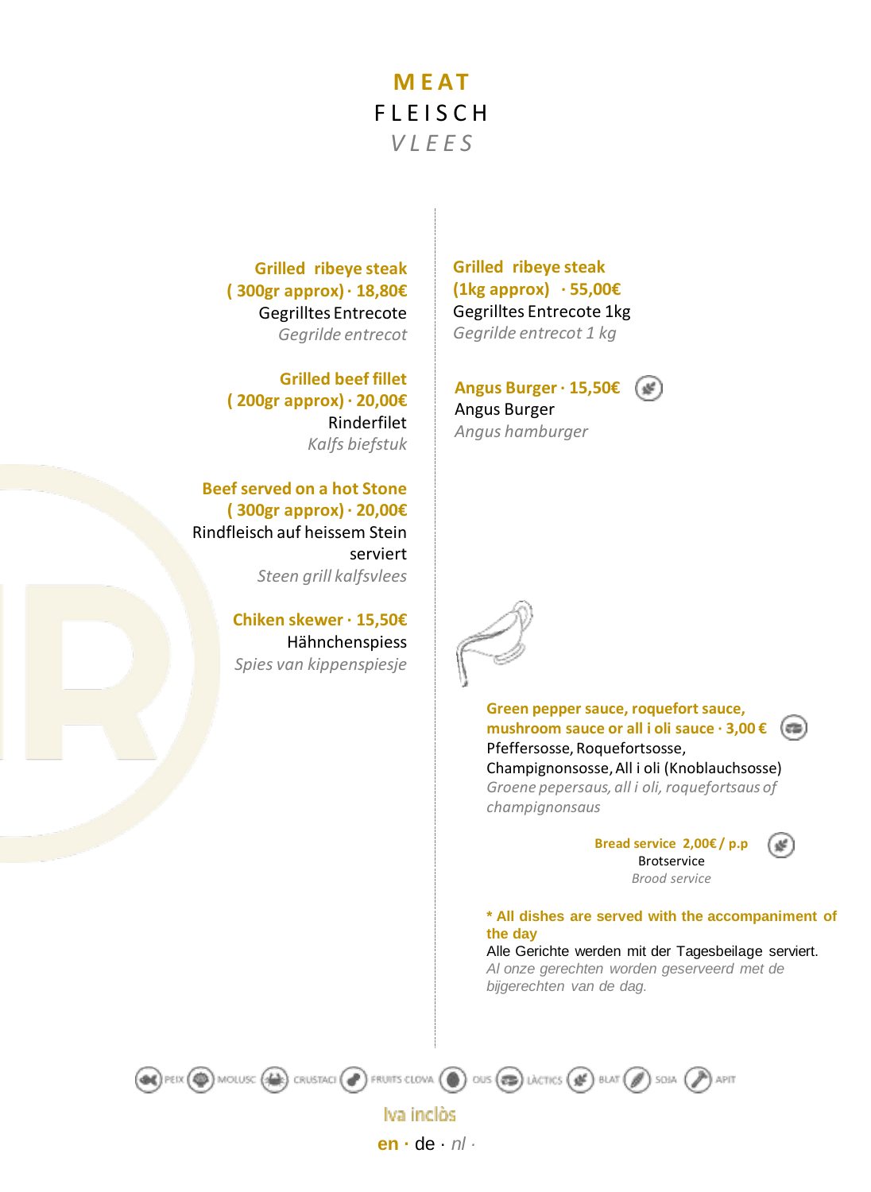# MEAT
## FLEISCH
### *VLEES*

**Grilled ribeye steak ( 300gr approx) · 18,80€**
Gegrilltes Entrecote
*Gegrilde entrecot*

**Grilled beef fillet ( 200gr approx) · 20,00€**
Rinderfilet
*Kalfs biefstuk*

**Beef served on a hot Stone ( 300gr approx) · 20,00€**
Rindfleisch auf heissem Stein serviert
*Steen grill kalfsvlees*

**Chiken skewer · 15,50€**
Hähnchenspiess
*Spies van kippenspiesje*

**Grilled ribeye steak (1kg approx) · 55,00€**
Gegrilltes Entrecote 1kg
*Gegrilde entrecot 1 kg*

**Angus Burger · 15,50€**
Angus Burger
*Angus hamburger*

**Green pepper sauce, roquefort sauce, mushroom sauce or all i oli sauce · 3,00 €**
Pfeffersosse, Roquefortsosse, Champignonsosse, All i oli (Knoblauchsosse)
*Groene pepersaus, all i oli, roquefortsaus of champignonsaus*

**Bread service 2,00€ / p.p**
Brotservice
*Brood service*

**\* All dishes are served with the accompaniment of the day**
Alle Gerichte werden mit der Tagesbeilage serviert.
*Al onze gerechten worden geserveerd met de bijgerechten van de dag.*

PEIX · MOLUSC · CRUSTACI · FRUITS CLOVA · OUS · LÀCTICS · BLAT · SOJA · APIT

Iva inclòs

**en** · de · *nl* ·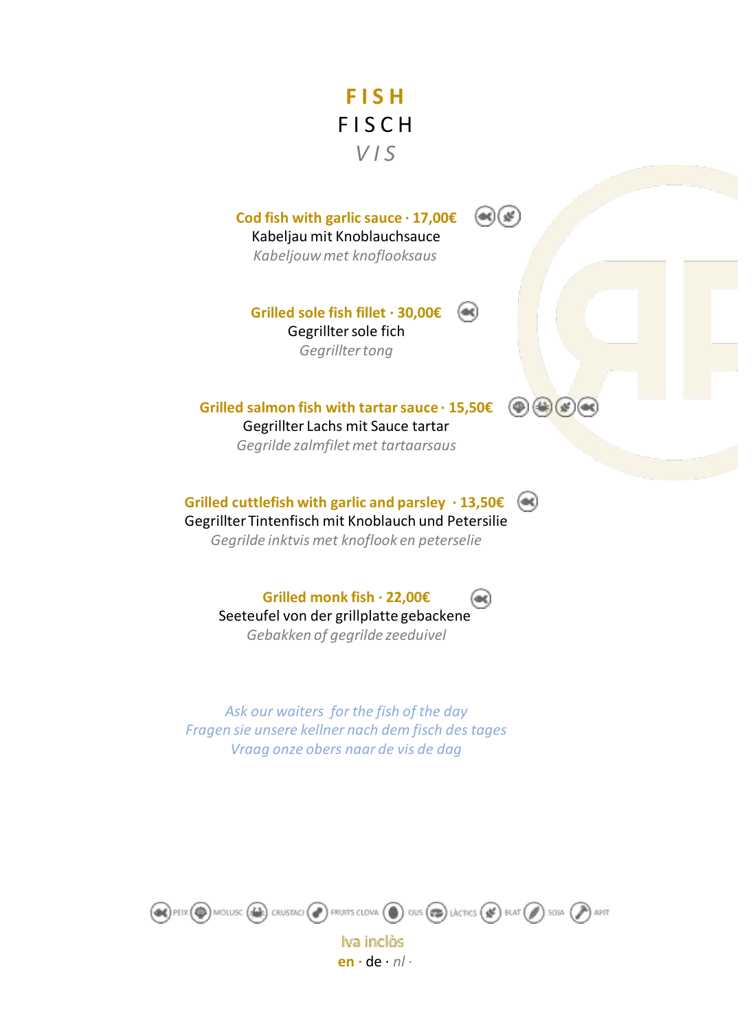# FISH
## FISCH
### *VIS*

**Cod fish with garlic sauce · 17,00€**
Kabeljau mit Knoblauchsauce
*Kabeljouw met knoflooksaus*

**Grilled sole fish fillet · 30,00€**
Gegrillter sole fich
*Gegrillter tong*

**Grilled salmon fish with tartar sauce · 15,50€**
Gegrillter Lachs mit Sauce tartar
*Gegrilde zalmfilet met tartaarsaus*

**Grilled cuttlefish with garlic and parsley · 13,50€**
Gegrillter Tintenfisch mit Knoblauch und Petersilie
*Gegrilde inktvis met knoflook en peterselie*

**Grilled monk fish · 22,00€**
Seeteufel von der grillplatte gebackene
*Gebakken of gegrilde zeeduivel*

*Ask our waiters for the fish of the day*
*Fragen sie unsere kellner nach dem fisch des tages*
*Vraag onze obers naar de vis de dag*

PEIX · MOLUSC · CRUSTACI · FRUITS CLOVA · OUS · LÀCTICS · BLAT · SOIA · APIT

Iva inclòs

**en** · de · *nl* ·